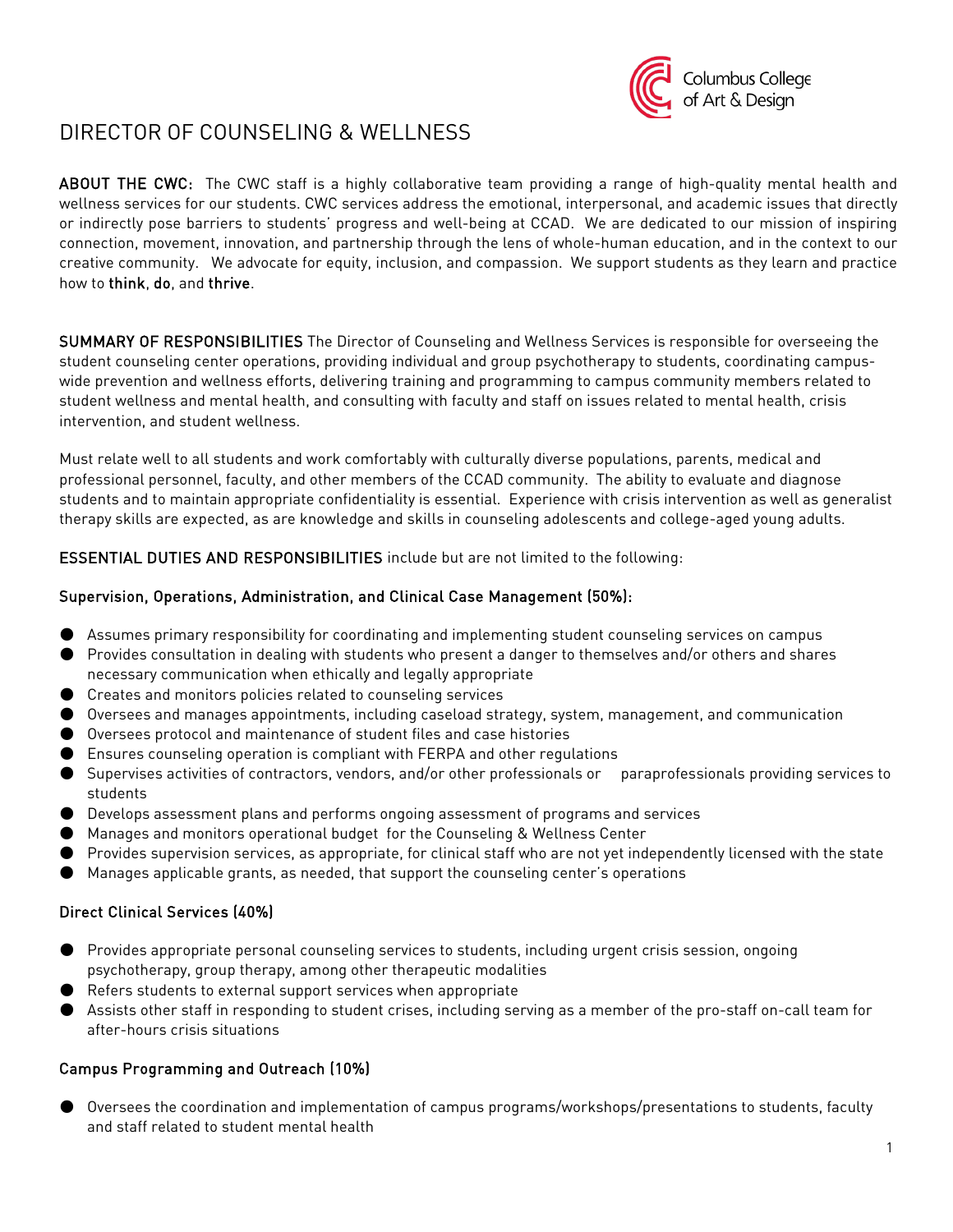Columbus College of Art & Design

# DIRECTOR OF COUNSELING & WELLNESS

**ABOUT THE CWC:** The CWC staff is a highly collaborative team providing a range of high-quality mental health and wellness services for our students. CWC services address the emotional, interpersonal, and academic issues that directly or indirectly pose barriers to students' progress and well-being at CCAD. We are dedicated to our mission of inspiring connection, movement, innovation, and partnership through the lens of whole-human education, and in the context to our creative community. We advocate for equity, inclusion, and compassion. We support students as they learn and practice how to **think**, **do**, and **thrive**.

**SUMMARY OF RESPONSIBILITIES** The Director of Counseling and Wellness Services is responsible for overseeing the student counseling center operations, providing individual and group psychotherapy to students, coordinating campus-wide prevention and wellness efforts, delivering training and programming to campus community members related to student wellness and mental health, and consulting with faculty and staff on issues related to mental health, crisis intervention, and student wellness.

Must relate well to all students and work comfortably with culturally diverse populations, parents, medical and professional personnel, faculty, and other members of the CCAD community. The ability to evaluate and diagnose students and to maintain appropriate confidentiality is essential. Experience with crisis intervention as well as generalist therapy skills are expected, as are knowledge and skills in counseling adolescents and college-aged young adults.

**ESSENTIAL DUTIES AND RESPONSIBILITIES** include but are not limited to the following:

### Supervision, Operations, Administration, and Clinical Case Management (50%):

- Assumes primary responsibility for coordinating and implementing student counseling services on campus
- Provides consultation in dealing with students who present a danger to themselves and/or others and shares necessary communication when ethically and legally appropriate
- Creates and monitors policies related to counseling services
- Oversees and manages appointments, including caseload strategy, system, management, and communication
- Oversees protocol and maintenance of student files and case histories
- Ensures counseling operation is compliant with FERPA and other regulations
- Supervises activities of contractors, vendors, and/or other professionals or paraprofessionals providing services to students
- Develops assessment plans and performs ongoing assessment of programs and services
- Manages and monitors operational budget for the Counseling & Wellness Center
- Provides supervision services, as appropriate, for clinical staff who are not yet independently licensed with the state
- Manages applicable grants, as needed, that support the counseling center's operations

### Direct Clinical Services (40%)

- Provides appropriate personal counseling services to students, including urgent crisis session, ongoing psychotherapy, group therapy, among other therapeutic modalities
- Refers students to external support services when appropriate
- Assists other staff in responding to student crises, including serving as a member of the pro-staff on-call team for after-hours crisis situations

### Campus Programming and Outreach (10%)

- Oversees the coordination and implementation of campus programs/workshops/presentations to students, faculty and staff related to student mental health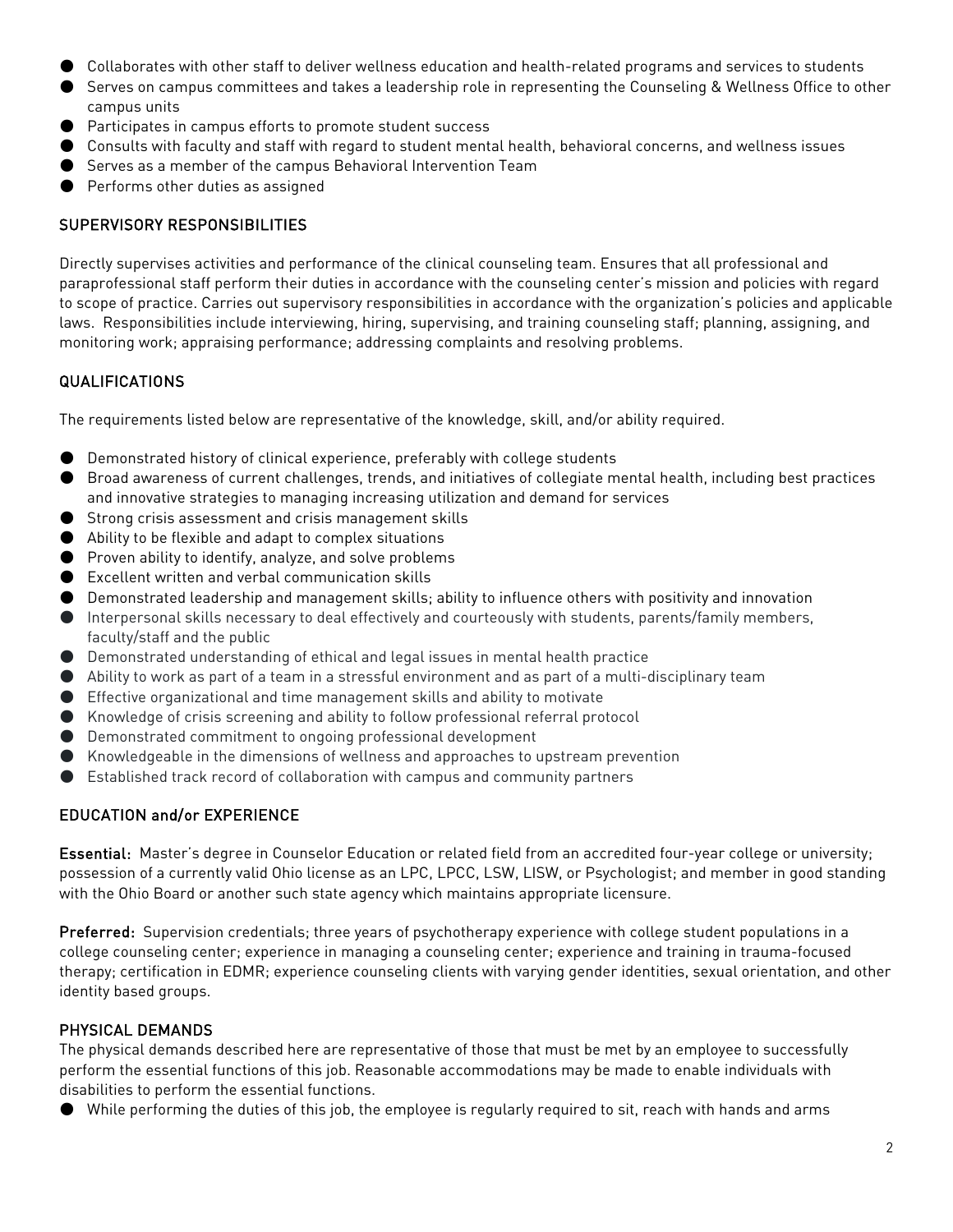- Collaborates with other staff to deliver wellness education and health-related programs and services to students
- Serves on campus committees and takes a leadership role in representing the Counseling & Wellness Office to other campus units
- Participates in campus efforts to promote student success
- Consults with faculty and staff with regard to student mental health, behavioral concerns, and wellness issues
- Serves as a member of the campus Behavioral Intervention Team
- Performs other duties as assigned

## SUPERVISORY RESPONSIBILITIES

Directly supervises activities and performance of the clinical counseling team. Ensures that all professional and paraprofessional staff perform their duties in accordance with the counseling center's mission and policies with regard to scope of practice. Carries out supervisory responsibilities in accordance with the organization's policies and applicable laws. Responsibilities include interviewing, hiring, supervising, and training counseling staff; planning, assigning, and monitoring work; appraising performance; addressing complaints and resolving problems.

## QUALIFICATIONS

The requirements listed below are representative of the knowledge, skill, and/or ability required.

- Demonstrated history of clinical experience, preferably with college students
- Broad awareness of current challenges, trends, and initiatives of collegiate mental health, including best practices and innovative strategies to managing increasing utilization and demand for services
- Strong crisis assessment and crisis management skills
- Ability to be flexible and adapt to complex situations
- Proven ability to identify, analyze, and solve problems
- Excellent written and verbal communication skills
- Demonstrated leadership and management skills; ability to influence others with positivity and innovation
- Interpersonal skills necessary to deal effectively and courteously with students, parents/family members, faculty/staff and the public
- Demonstrated understanding of ethical and legal issues in mental health practice
- Ability to work as part of a team in a stressful environment and as part of a multi-disciplinary team
- Effective organizational and time management skills and ability to motivate
- Knowledge of crisis screening and ability to follow professional referral protocol
- Demonstrated commitment to ongoing professional development
- Knowledgeable in the dimensions of wellness and approaches to upstream prevention
- Established track record of collaboration with campus and community partners

## EDUCATION and/or EXPERIENCE

**Essential:** Master's degree in Counselor Education or related field from an accredited four-year college or university; possession of a currently valid Ohio license as an LPC, LPCC, LSW, LISW, or Psychologist; and member in good standing with the Ohio Board or another such state agency which maintains appropriate licensure.

**Preferred:** Supervision credentials; three years of psychotherapy experience with college student populations in a college counseling center; experience in managing a counseling center; experience and training in trauma-focused therapy; certification in EDMR; experience counseling clients with varying gender identities, sexual orientation, and other identity based groups.

## PHYSICAL DEMANDS

The physical demands described here are representative of those that must be met by an employee to successfully perform the essential functions of this job. Reasonable accommodations may be made to enable individuals with disabilities to perform the essential functions.

- While performing the duties of this job, the employee is regularly required to sit, reach with hands and arms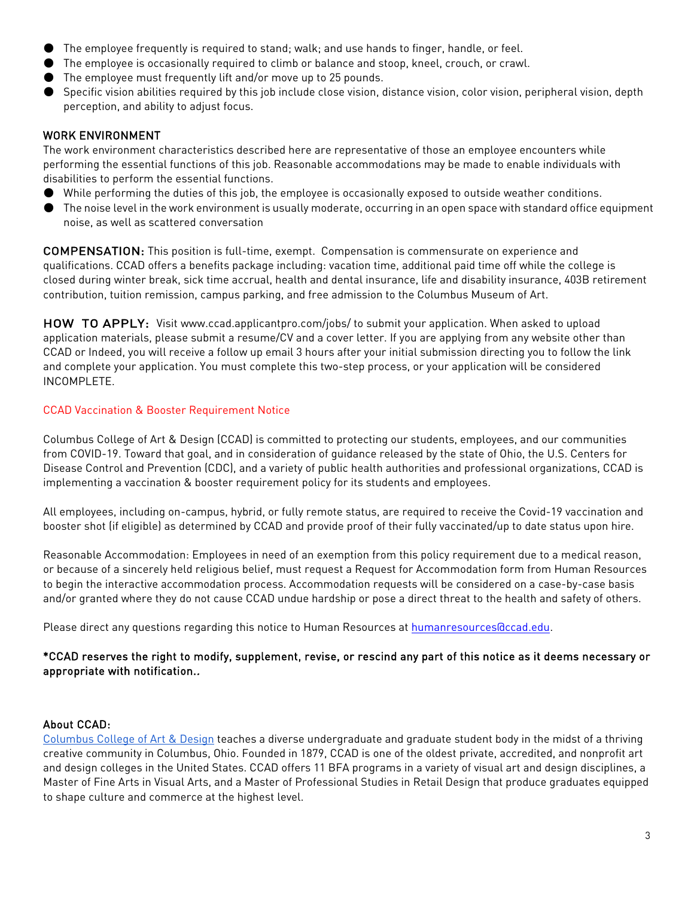- The employee frequently is required to stand; walk; and use hands to finger, handle, or feel.
- The employee is occasionally required to climb or balance and stoop, kneel, crouch, or crawl.
- The employee must frequently lift and/or move up to 25 pounds.
- Specific vision abilities required by this job include close vision, distance vision, color vision, peripheral vision, depth perception, and ability to adjust focus.

### WORK ENVIRONMENT

The work environment characteristics described here are representative of those an employee encounters while performing the essential functions of this job. Reasonable accommodations may be made to enable individuals with disabilities to perform the essential functions.

- While performing the duties of this job, the employee is occasionally exposed to outside weather conditions.
- The noise level in the work environment is usually moderate, occurring in an open space with standard office equipment noise, as well as scattered conversation

**COMPENSATION:** This position is full-time, exempt. Compensation is commensurate on experience and qualifications. CCAD offers a benefits package including: vacation time, additional paid time off while the college is closed during winter break, sick time accrual, health and dental insurance, life and disability insurance, 403B retirement contribution, tuition remission, campus parking, and free admission to the Columbus Museum of Art.

**HOW TO APPLY:** Visit www.ccad.applicantpro.com/jobs/ to submit your application. When asked to upload application materials, please submit a resume/CV and a cover letter. If you are applying from any website other than CCAD or Indeed, you will receive a follow up email 3 hours after your initial submission directing you to follow the link and complete your application. You must complete this two-step process, or your application will be considered INCOMPLETE.

CCAD Vaccination & Booster Requirement Notice

Columbus College of Art & Design (CCAD) is committed to protecting our students, employees, and our communities from COVID-19. Toward that goal, and in consideration of guidance released by the state of Ohio, the U.S. Centers for Disease Control and Prevention (CDC), and a variety of public health authorities and professional organizations, CCAD is implementing a vaccination & booster requirement policy for its students and employees.

All employees, including on-campus, hybrid, or fully remote status, are required to receive the Covid-19 vaccination and booster shot (if eligible) as determined by CCAD and provide proof of their fully vaccinated/up to date status upon hire.

Reasonable Accommodation: Employees in need of an exemption from this policy requirement due to a medical reason, or because of a sincerely held religious belief, must request a Request for Accommodation form from Human Resources to begin the interactive accommodation process. Accommodation requests will be considered on a case-by-case basis and/or granted where they do not cause CCAD undue hardship or pose a direct threat to the health and safety of others.

Please direct any questions regarding this notice to Human Resources at humanresources@ccad.edu.

**\*CCAD reserves the right to modify, supplement, revise, or rescind any part of this notice as it deems necessary or appropriate with notification..**

### About CCAD:

Columbus College of Art & Design teaches a diverse undergraduate and graduate student body in the midst of a thriving creative community in Columbus, Ohio. Founded in 1879, CCAD is one of the oldest private, accredited, and nonprofit art and design colleges in the United States. CCAD offers 11 BFA programs in a variety of visual art and design disciplines, a Master of Fine Arts in Visual Arts, and a Master of Professional Studies in Retail Design that produce graduates equipped to shape culture and commerce at the highest level.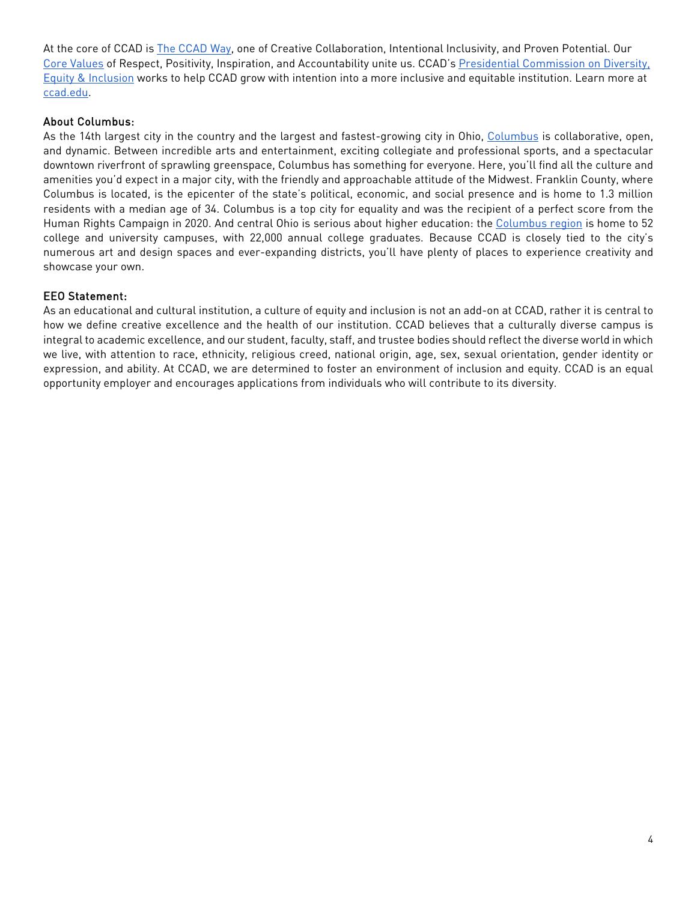At the core of CCAD is The CCAD Way, one of Creative Collaboration, Intentional Inclusivity, and Proven Potential. Our Core Values of Respect, Positivity, Inspiration, and Accountability unite us. CCAD's Presidential Commission on Diversity, Equity & Inclusion works to help CCAD grow with intention into a more inclusive and equitable institution. Learn more at ccad.edu.

**About Columbus:**

As the 14th largest city in the country and the largest and fastest-growing city in Ohio, Columbus is collaborative, open, and dynamic. Between incredible arts and entertainment, exciting collegiate and professional sports, and a spectacular downtown riverfront of sprawling greenspace, Columbus has something for everyone. Here, you'll find all the culture and amenities you'd expect in a major city, with the friendly and approachable attitude of the Midwest. Franklin County, where Columbus is located, is the epicenter of the state's political, economic, and social presence and is home to 1.3 million residents with a median age of 34. Columbus is a top city for equality and was the recipient of a perfect score from the Human Rights Campaign in 2020. And central Ohio is serious about higher education: the Columbus region is home to 52 college and university campuses, with 22,000 annual college graduates. Because CCAD is closely tied to the city's numerous art and design spaces and ever-expanding districts, you'll have plenty of places to experience creativity and showcase your own.

**EEO Statement:**

As an educational and cultural institution, a culture of equity and inclusion is not an add-on at CCAD, rather it is central to how we define creative excellence and the health of our institution. CCAD believes that a culturally diverse campus is integral to academic excellence, and our student, faculty, staff, and trustee bodies should reflect the diverse world in which we live, with attention to race, ethnicity, religious creed, national origin, age, sex, sexual orientation, gender identity or expression, and ability. At CCAD, we are determined to foster an environment of inclusion and equity. CCAD is an equal opportunity employer and encourages applications from individuals who will contribute to its diversity.